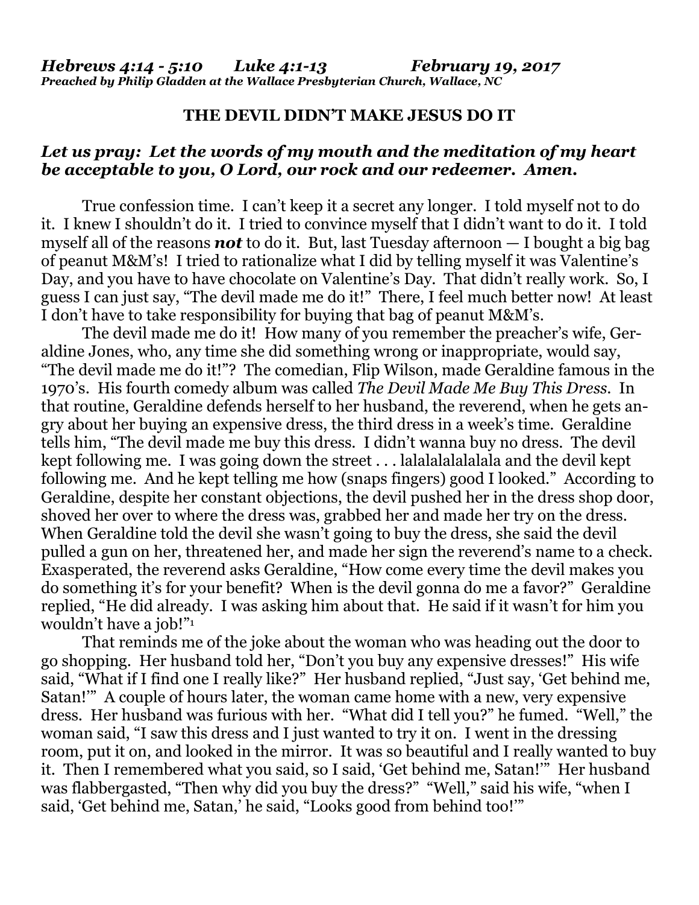*Hebrews 4:14 - 5:10 Luke 4:1-13 February 19, 2017*
*Preached by Philip Gladden at the Wallace Presbyterian Church, Wallace, NC*

**THE DEVIL DIDN'T MAKE JESUS DO IT**

***Let us pray: Let the words of my mouth and the meditation of my heart be acceptable to you, O Lord, our rock and our redeemer. Amen.***

True confession time. I can't keep it a secret any longer. I told myself not to do it. I knew I shouldn't do it. I tried to convince myself that I didn't want to do it. I told myself all of the reasons ***not*** to do it. But, last Tuesday afternoon — I bought a big bag of peanut M&M's! I tried to rationalize what I did by telling myself it was Valentine's Day, and you have to have chocolate on Valentine's Day. That didn't really work. So, I guess I can just say, "The devil made me do it!" There, I feel much better now! At least I don't have to take responsibility for buying that bag of peanut M&M's.

The devil made me do it! How many of you remember the preacher's wife, Geraldine Jones, who, any time she did something wrong or inappropriate, would say, "The devil made me do it!"? The comedian, Flip Wilson, made Geraldine famous in the 1970's. His fourth comedy album was called *The Devil Made Me Buy This Dress*. In that routine, Geraldine defends herself to her husband, the reverend, when he gets angry about her buying an expensive dress, the third dress in a week's time. Geraldine tells him, "The devil made me buy this dress. I didn't wanna buy no dress. The devil kept following me. I was going down the street . . . lalalalalalalala and the devil kept following me. And he kept telling me how (snaps fingers) good I looked." According to Geraldine, despite her constant objections, the devil pushed her in the dress shop door, shoved her over to where the dress was, grabbed her and made her try on the dress. When Geraldine told the devil she wasn't going to buy the dress, she said the devil pulled a gun on her, threatened her, and made her sign the reverend's name to a check. Exasperated, the reverend asks Geraldine, "How come every time the devil makes you do something it's for your benefit? When is the devil gonna do me a favor?" Geraldine replied, "He did already. I was asking him about that. He said if it wasn't for him you wouldn't have a job!"[1]

That reminds me of the joke about the woman who was heading out the door to go shopping. Her husband told her, "Don't you buy any expensive dresses!" His wife said, "What if I find one I really like?" Her husband replied, "Just say, 'Get behind me, Satan!'" A couple of hours later, the woman came home with a new, very expensive dress. Her husband was furious with her. "What did I tell you?" he fumed. "Well," the woman said, "I saw this dress and I just wanted to try it on. I went in the dressing room, put it on, and looked in the mirror. It was so beautiful and I really wanted to buy it. Then I remembered what you said, so I said, 'Get behind me, Satan!'" Her husband was flabbergasted, "Then why did you buy the dress?" "Well," said his wife, "when I said, 'Get behind me, Satan,' he said, "Looks good from behind too!'"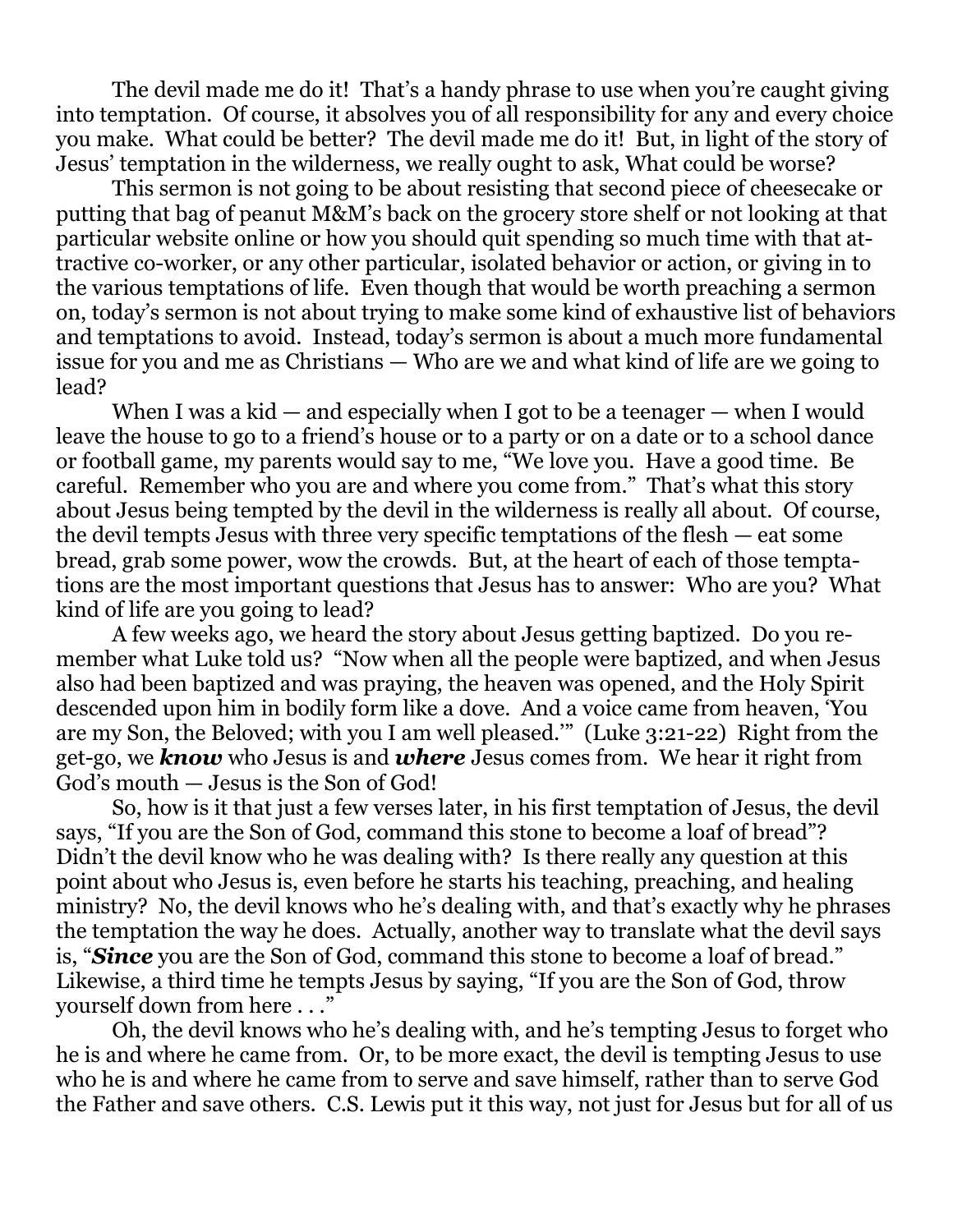The devil made me do it! That's a handy phrase to use when you're caught giving into temptation. Of course, it absolves you of all responsibility for any and every choice you make. What could be better? The devil made me do it! But, in light of the story of Jesus' temptation in the wilderness, we really ought to ask, What could be worse?

This sermon is not going to be about resisting that second piece of cheesecake or putting that bag of peanut M&M's back on the grocery store shelf or not looking at that particular website online or how you should quit spending so much time with that attractive co-worker, or any other particular, isolated behavior or action, or giving in to the various temptations of life. Even though that would be worth preaching a sermon on, today's sermon is not about trying to make some kind of exhaustive list of behaviors and temptations to avoid. Instead, today's sermon is about a much more fundamental issue for you and me as Christians — Who are we and what kind of life are we going to lead?

When I was a kid — and especially when I got to be a teenager — when I would leave the house to go to a friend's house or to a party or on a date or to a school dance or football game, my parents would say to me, "We love you. Have a good time. Be careful. Remember who you are and where you come from." That's what this story about Jesus being tempted by the devil in the wilderness is really all about. Of course, the devil tempts Jesus with three very specific temptations of the flesh — eat some bread, grab some power, wow the crowds. But, at the heart of each of those temptations are the most important questions that Jesus has to answer: Who are you? What kind of life are you going to lead?

A few weeks ago, we heard the story about Jesus getting baptized. Do you remember what Luke told us? "Now when all the people were baptized, and when Jesus also had been baptized and was praying, the heaven was opened, and the Holy Spirit descended upon him in bodily form like a dove. And a voice came from heaven, 'You are my Son, the Beloved; with you I am well pleased.'" (Luke 3:21-22) Right from the get-go, we ***know*** who Jesus is and ***where*** Jesus comes from. We hear it right from God's mouth — Jesus is the Son of God!

So, how is it that just a few verses later, in his first temptation of Jesus, the devil says, "If you are the Son of God, command this stone to become a loaf of bread"? Didn't the devil know who he was dealing with? Is there really any question at this point about who Jesus is, even before he starts his teaching, preaching, and healing ministry? No, the devil knows who he's dealing with, and that's exactly why he phrases the temptation the way he does. Actually, another way to translate what the devil says is, "***Since*** you are the Son of God, command this stone to become a loaf of bread." Likewise, a third time he tempts Jesus by saying, "If you are the Son of God, throw yourself down from here . . ."

Oh, the devil knows who he's dealing with, and he's tempting Jesus to forget who he is and where he came from. Or, to be more exact, the devil is tempting Jesus to use who he is and where he came from to serve and save himself, rather than to serve God the Father and save others. C.S. Lewis put it this way, not just for Jesus but for all of us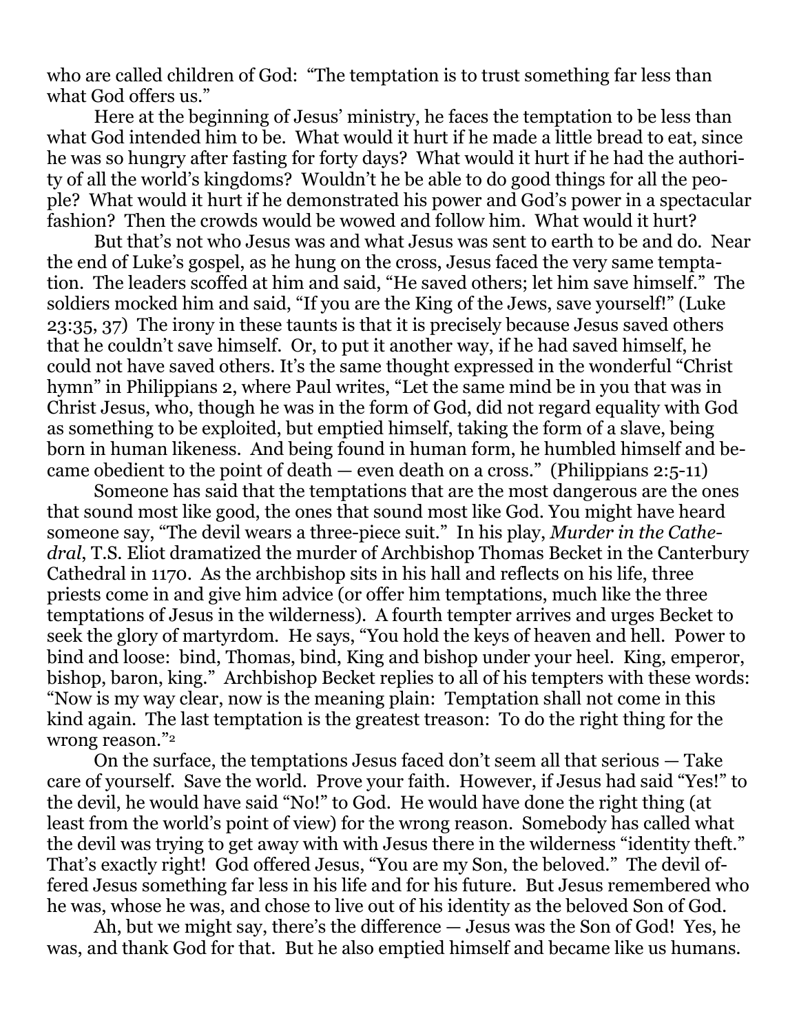who are called children of God: "The temptation is to trust something far less than what God offers us."

Here at the beginning of Jesus' ministry, he faces the temptation to be less than what God intended him to be. What would it hurt if he made a little bread to eat, since he was so hungry after fasting for forty days? What would it hurt if he had the authority of all the world's kingdoms? Wouldn't he be able to do good things for all the people? What would it hurt if he demonstrated his power and God's power in a spectacular fashion? Then the crowds would be wowed and follow him. What would it hurt?

But that's not who Jesus was and what Jesus was sent to earth to be and do. Near the end of Luke's gospel, as he hung on the cross, Jesus faced the very same temptation. The leaders scoffed at him and said, "He saved others; let him save himself." The soldiers mocked him and said, "If you are the King of the Jews, save yourself!" (Luke 23:35, 37) The irony in these taunts is that it is precisely because Jesus saved others that he couldn't save himself. Or, to put it another way, if he had saved himself, he could not have saved others. It's the same thought expressed in the wonderful "Christ hymn" in Philippians 2, where Paul writes, "Let the same mind be in you that was in Christ Jesus, who, though he was in the form of God, did not regard equality with God as something to be exploited, but emptied himself, taking the form of a slave, being born in human likeness. And being found in human form, he humbled himself and became obedient to the point of death — even death on a cross." (Philippians 2:5-11)

Someone has said that the temptations that are the most dangerous are the ones that sound most like good, the ones that sound most like God. You might have heard someone say, "The devil wears a three-piece suit." In his play, *Murder in the Cathedral*, T.S. Eliot dramatized the murder of Archbishop Thomas Becket in the Canterbury Cathedral in 1170. As the archbishop sits in his hall and reflects on his life, three priests come in and give him advice (or offer him temptations, much like the three temptations of Jesus in the wilderness). A fourth tempter arrives and urges Becket to seek the glory of martyrdom. He says, "You hold the keys of heaven and hell. Power to bind and loose: bind, Thomas, bind, King and bishop under your heel. King, emperor, bishop, baron, king." Archbishop Becket replies to all of his tempters with these words: "Now is my way clear, now is the meaning plain: Temptation shall not come in this kind again. The last temptation is the greatest treason: To do the right thing for the wrong reason."[2]

On the surface, the temptations Jesus faced don't seem all that serious — Take care of yourself. Save the world. Prove your faith. However, if Jesus had said "Yes!" to the devil, he would have said "No!" to God. He would have done the right thing (at least from the world's point of view) for the wrong reason. Somebody has called what the devil was trying to get away with with Jesus there in the wilderness "identity theft." That's exactly right! God offered Jesus, "You are my Son, the beloved." The devil offered Jesus something far less in his life and for his future. But Jesus remembered who he was, whose he was, and chose to live out of his identity as the beloved Son of God.

Ah, but we might say, there's the difference — Jesus was the Son of God! Yes, he was, and thank God for that. But he also emptied himself and became like us humans.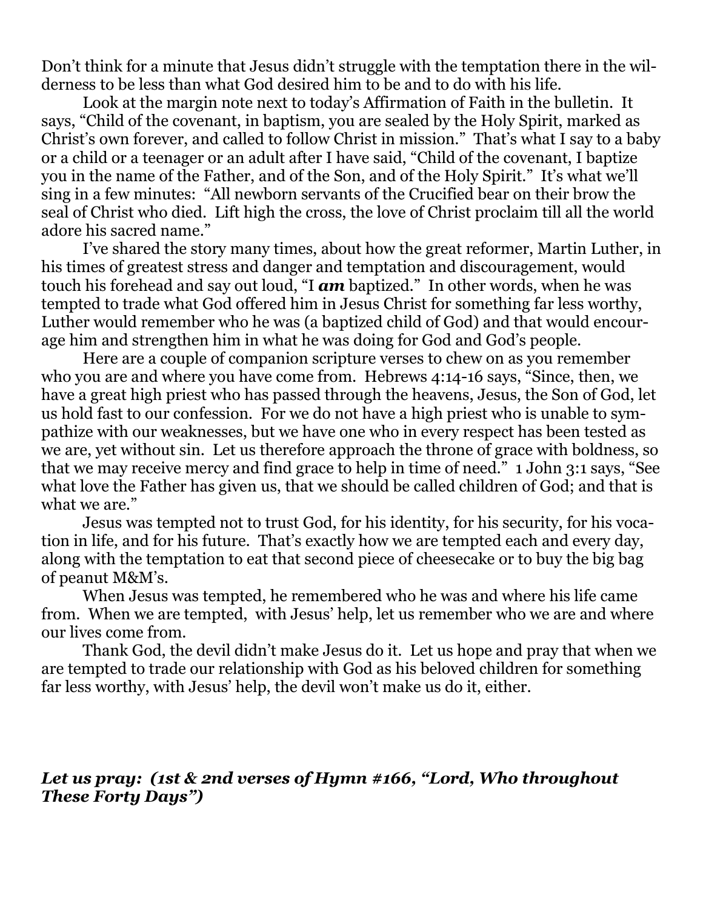Don't think for a minute that Jesus didn't struggle with the temptation there in the wilderness to be less than what God desired him to be and to do with his life.

Look at the margin note next to today's Affirmation of Faith in the bulletin. It says, "Child of the covenant, in baptism, you are sealed by the Holy Spirit, marked as Christ's own forever, and called to follow Christ in mission." That's what I say to a baby or a child or a teenager or an adult after I have said, "Child of the covenant, I baptize you in the name of the Father, and of the Son, and of the Holy Spirit." It's what we'll sing in a few minutes: "All newborn servants of the Crucified bear on their brow the seal of Christ who died. Lift high the cross, the love of Christ proclaim till all the world adore his sacred name."

I've shared the story many times, about how the great reformer, Martin Luther, in his times of greatest stress and danger and temptation and discouragement, would touch his forehead and say out loud, "I ***am*** baptized." In other words, when he was tempted to trade what God offered him in Jesus Christ for something far less worthy, Luther would remember who he was (a baptized child of God) and that would encourage him and strengthen him in what he was doing for God and God's people.

Here are a couple of companion scripture verses to chew on as you remember who you are and where you have come from. Hebrews 4:14-16 says, "Since, then, we have a great high priest who has passed through the heavens, Jesus, the Son of God, let us hold fast to our confession. For we do not have a high priest who is unable to sympathize with our weaknesses, but we have one who in every respect has been tested as we are, yet without sin. Let us therefore approach the throne of grace with boldness, so that we may receive mercy and find grace to help in time of need." 1 John 3:1 says, "See what love the Father has given us, that we should be called children of God; and that is what we are."

Jesus was tempted not to trust God, for his identity, for his security, for his vocation in life, and for his future. That's exactly how we are tempted each and every day, along with the temptation to eat that second piece of cheesecake or to buy the big bag of peanut M&M's.

When Jesus was tempted, he remembered who he was and where his life came from. When we are tempted, with Jesus' help, let us remember who we are and where our lives come from.

Thank God, the devil didn't make Jesus do it. Let us hope and pray that when we are tempted to trade our relationship with God as his beloved children for something far less worthy, with Jesus' help, the devil won't make us do it, either.

***Let us pray: (1st & 2nd verses of Hymn #166, "Lord, Who throughout These Forty Days")***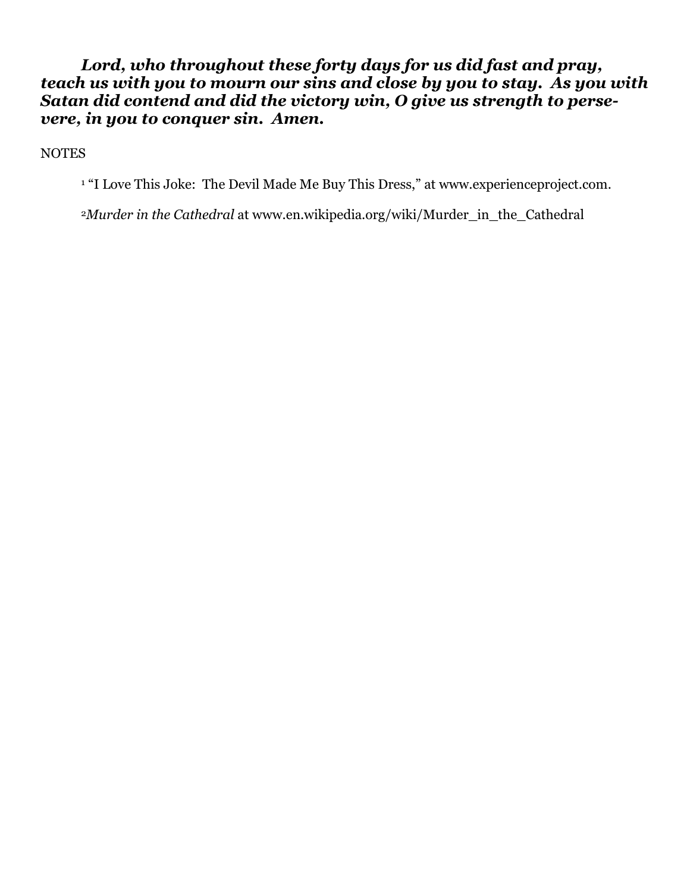***Lord, who throughout these forty days for us did fast and pray, teach us with you to mourn our sins and close by you to stay. As you with Satan did contend and did the victory win, O give us strength to persevere, in you to conquer sin. Amen.***

NOTES

[1] "I Love This Joke: The Devil Made Me Buy This Dress," at www.experienceproject.com.

[2] *Murder in the Cathedral* at www.en.wikipedia.org/wiki/Murder_in_the_Cathedral